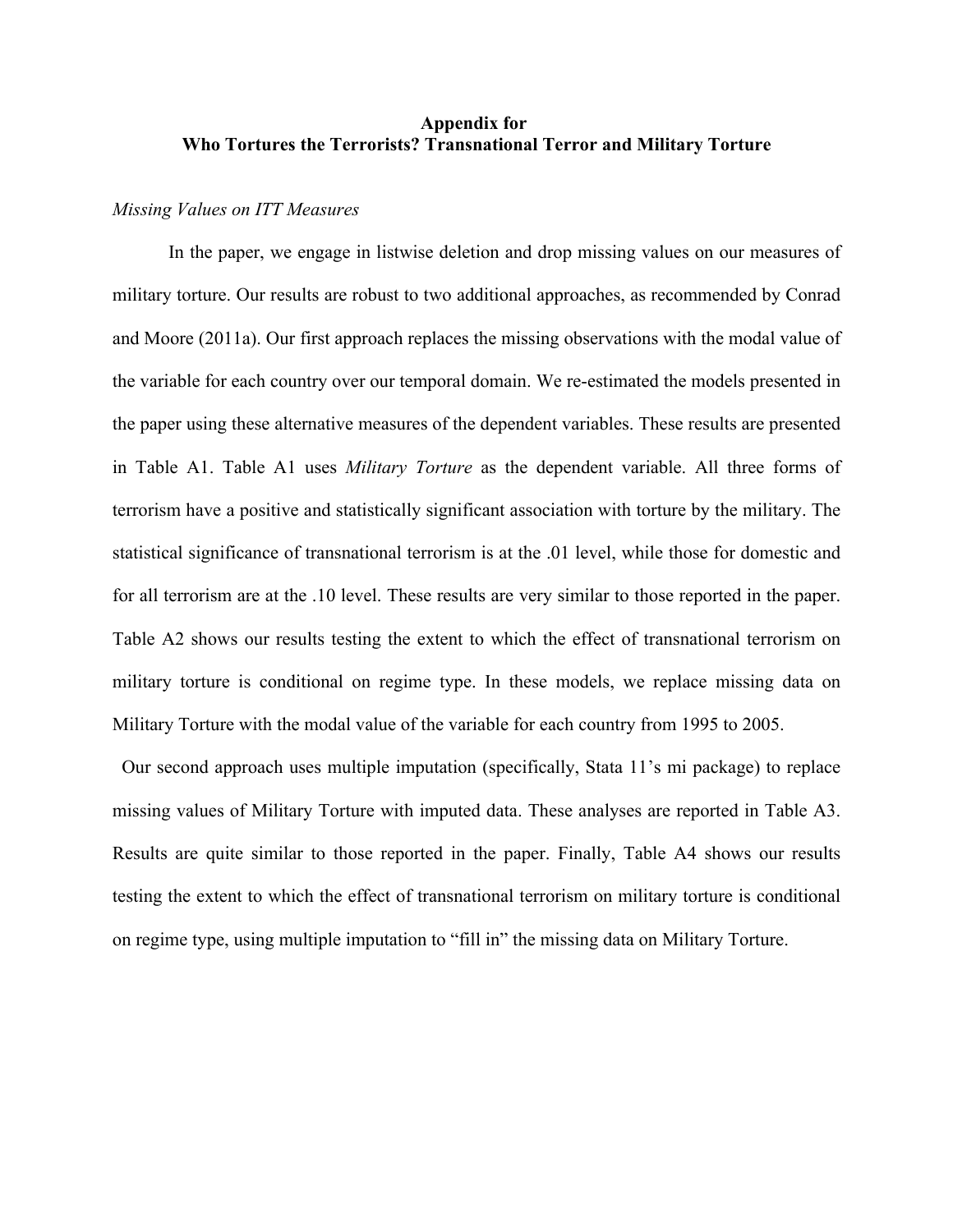# Appendix for
# Who Tortures the Terrorists? Transnational Terror and Military Torture

*Missing Values on ITT Measures*

In the paper, we engage in listwise deletion and drop missing values on our measures of military torture. Our results are robust to two additional approaches, as recommended by Conrad and Moore (2011a). Our first approach replaces the missing observations with the modal value of the variable for each country over our temporal domain. We re-estimated the models presented in the paper using these alternative measures of the dependent variables. These results are presented in Table A1. Table A1 uses *Military Torture* as the dependent variable. All three forms of terrorism have a positive and statistically significant association with torture by the military. The statistical significance of transnational terrorism is at the .01 level, while those for domestic and for all terrorism are at the .10 level. These results are very similar to those reported in the paper. Table A2 shows our results testing the extent to which the effect of transnational terrorism on military torture is conditional on regime type. In these models, we replace missing data on Military Torture with the modal value of the variable for each country from 1995 to 2005.

Our second approach uses multiple imputation (specifically, Stata 11's mi package) to replace missing values of Military Torture with imputed data. These analyses are reported in Table A3. Results are quite similar to those reported in the paper. Finally, Table A4 shows our results testing the extent to which the effect of transnational terrorism on military torture is conditional on regime type, using multiple imputation to "fill in" the missing data on Military Torture.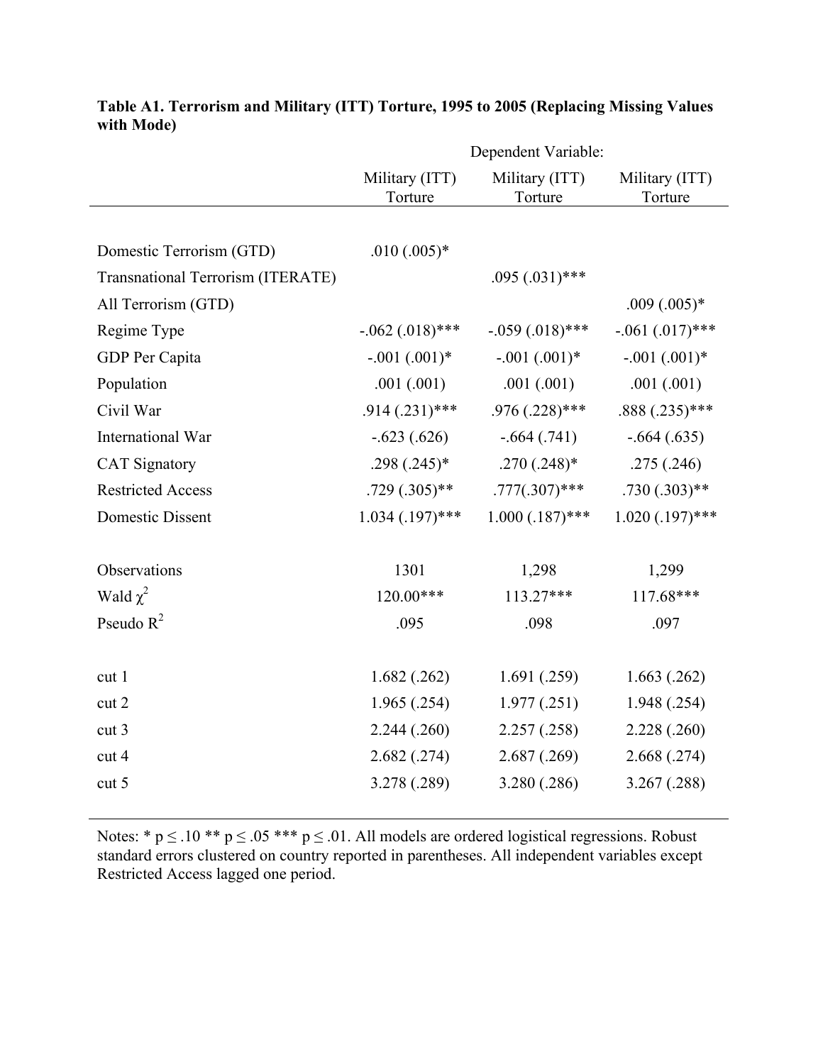**Table A1. Terrorism and Military (ITT) Torture, 1995 to 2005 (Replacing Missing Values with Mode)**

| | Dependent Variable: | | |
|---|---|---|---|
| | Military (ITT) Torture | Military (ITT) Torture | Military (ITT) Torture |
| Domestic Terrorism (GTD) | .010 (.005)* | | |
| Transnational Terrorism (ITERATE) | | .095 (.031)*** | |
| All Terrorism (GTD) | | | .009 (.005)* |
| Regime Type | -.062 (.018)*** | -.059 (.018)*** | -.061 (.017)*** |
| GDP Per Capita | -.001 (.001)* | -.001 (.001)* | -.001 (.001)* |
| Population | .001 (.001) | .001 (.001) | .001 (.001) |
| Civil War | .914 (.231)*** | .976 (.228)*** | .888 (.235)*** |
| International War | -.623 (.626) | -.664 (.741) | -.664 (.635) |
| CAT Signatory | .298 (.245)* | .270 (.248)* | .275 (.246) |
| Restricted Access | .729 (.305)** | .777(.307)*** | .730 (.303)** |
| Domestic Dissent | 1.034 (.197)*** | 1.000 (.187)*** | 1.020 (.197)*** |
| Observations | 1301 | 1,298 | 1,299 |
| Wald $\chi^2$ | 120.00*** | 113.27*** | 117.68*** |
| Pseudo $R^2$ | .095 | .098 | .097 |
| cut 1 | 1.682 (.262) | 1.691 (.259) | 1.663 (.262) |
| cut 2 | 1.965 (.254) | 1.977 (.251) | 1.948 (.254) |
| cut 3 | 2.244 (.260) | 2.257 (.258) | 2.228 (.260) |
| cut 4 | 2.682 (.274) | 2.687 (.269) | 2.668 (.274) |
| cut 5 | 3.278 (.289) | 3.280 (.286) | 3.267 (.288) |

Notes: * $p \leq .10$ ** $p \leq .05$ *** $p \leq .01$. All models are ordered logistical regressions. Robust standard errors clustered on country reported in parentheses. All independent variables except Restricted Access lagged one period.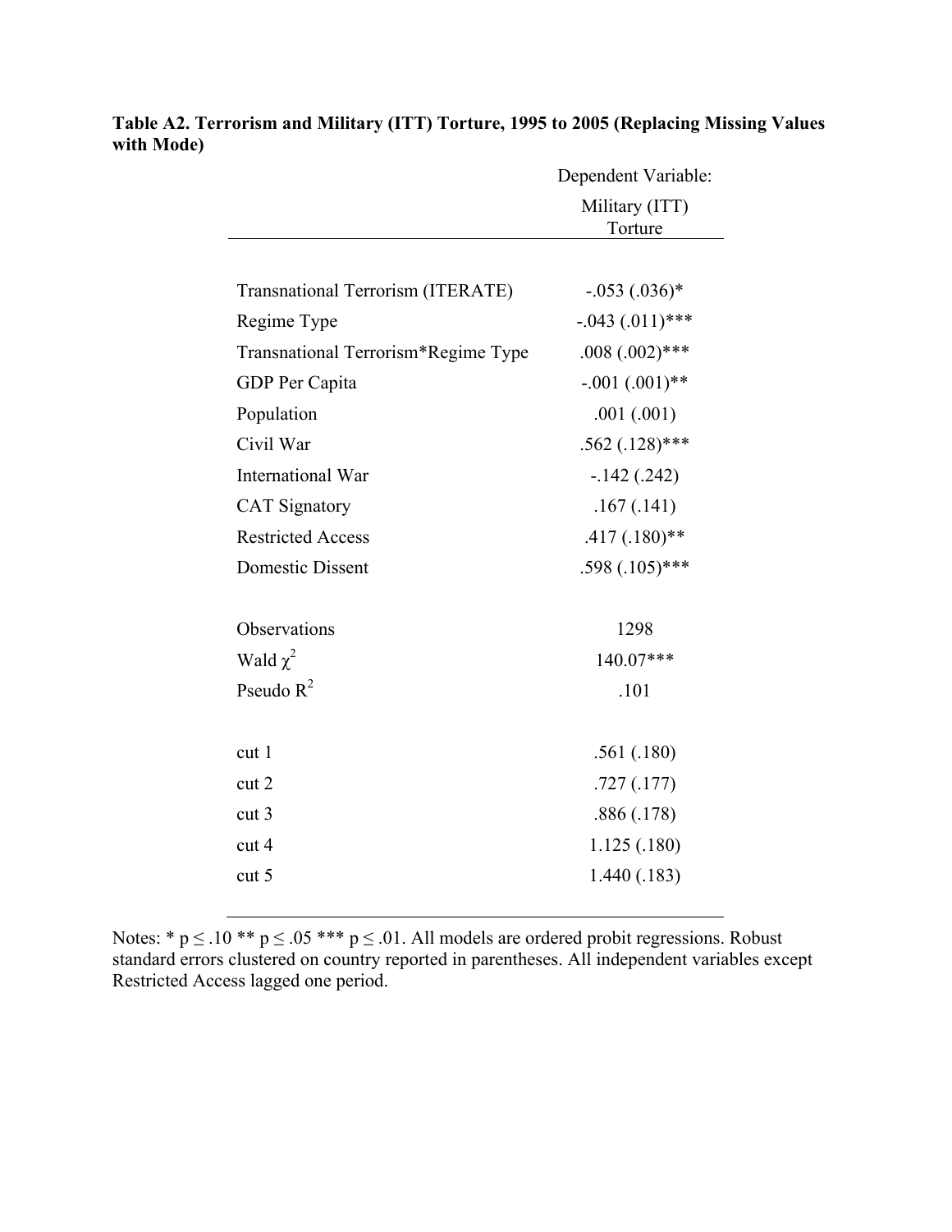**Table A2. Terrorism and Military (ITT) Torture, 1995 to 2005 (Replacing Missing Values with Mode)**

| | Dependent Variable: Military (ITT) Torture |
|---|---|
| Transnational Terrorism (ITERATE) | -.053 (.036)* |
| Regime Type | -.043 (.011)*** |
| Transnational Terrorism*Regime Type | .008 (.002)*** |
| GDP Per Capita | -.001 (.001)** |
| Population | .001 (.001) |
| Civil War | .562 (.128)*** |
| International War | -.142 (.242) |
| CAT Signatory | .167 (.141) |
| Restricted Access | .417 (.180)** |
| Domestic Dissent | .598 (.105)*** |
| | |
| Observations | 1298 |
| Wald $\chi^2$ | 140.07*** |
| Pseudo $R^2$ | .101 |
| | |
| cut 1 | .561 (.180) |
| cut 2 | .727 (.177) |
| cut 3 | .886 (.178) |
| cut 4 | 1.125 (.180) |
| cut 5 | 1.440 (.183) |

Notes: * $p \leq .10$ ** $p \leq .05$ *** $p \leq .01$. All models are ordered probit regressions. Robust standard errors clustered on country reported in parentheses. All independent variables except Restricted Access lagged one period.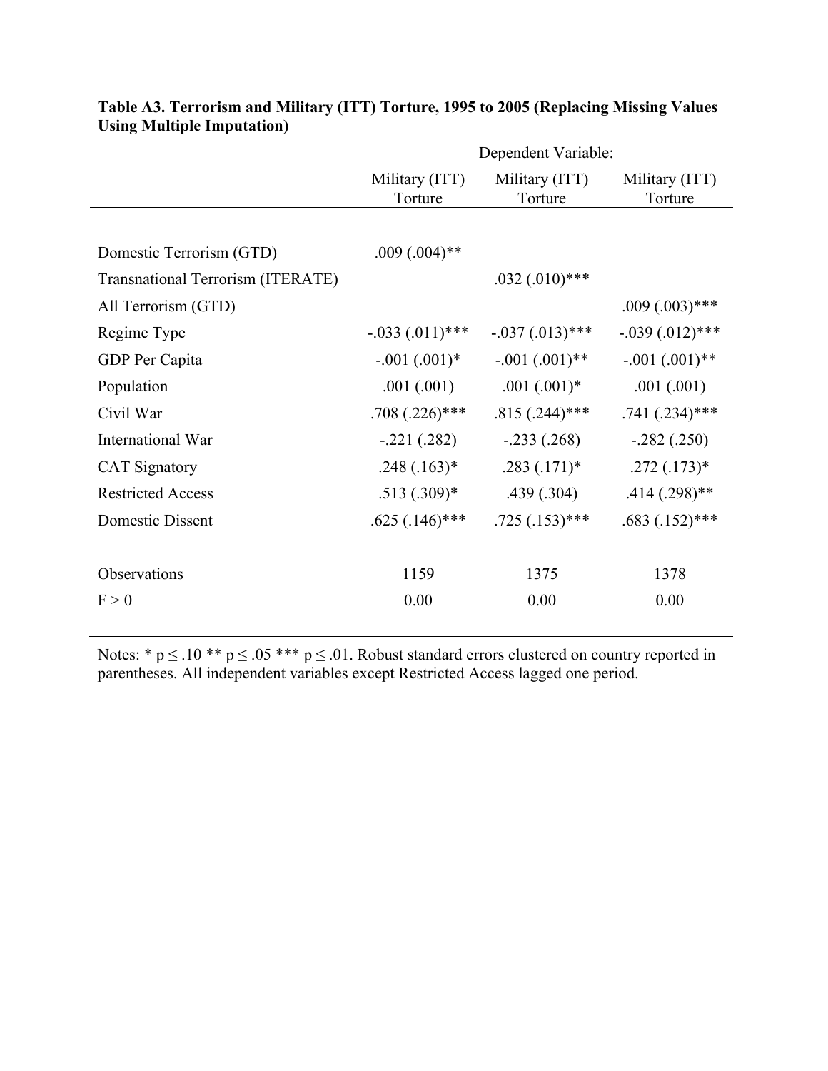**Table A3. Terrorism and Military (ITT) Torture, 1995 to 2005 (Replacing Missing Values Using Multiple Imputation)**

| | Dependent Variable: | | |
|---|---|---|---|
| | Military (ITT) Torture | Military (ITT) Torture | Military (ITT) Torture |
| Domestic Terrorism (GTD) | .009 (.004)** | | |
| Transnational Terrorism (ITERATE) | | .032 (.010)*** | |
| All Terrorism (GTD) | | | .009 (.003)*** |
| Regime Type | -.033 (.011)*** | -.037 (.013)*** | -.039 (.012)*** |
| GDP Per Capita | -.001 (.001)* | -.001 (.001)** | -.001 (.001)** |
| Population | .001 (.001) | .001 (.001)* | .001 (.001) |
| Civil War | .708 (.226)*** | .815 (.244)*** | .741 (.234)*** |
| International War | -.221 (.282) | -.233 (.268) | -.282 (.250) |
| CAT Signatory | .248 (.163)* | .283 (.171)* | .272 (.173)* |
| Restricted Access | .513 (.309)* | .439 (.304) | .414 (.298)** |
| Domestic Dissent | .625 (.146)*** | .725 (.153)*** | .683 (.152)*** |
| Observations | 1159 | 1375 | 1378 |
| F > 0 | 0.00 | 0.00 | 0.00 |

Notes: * p ≤ .10 ** p ≤ .05 *** p ≤ .01. Robust standard errors clustered on country reported in parentheses. All independent variables except Restricted Access lagged one period.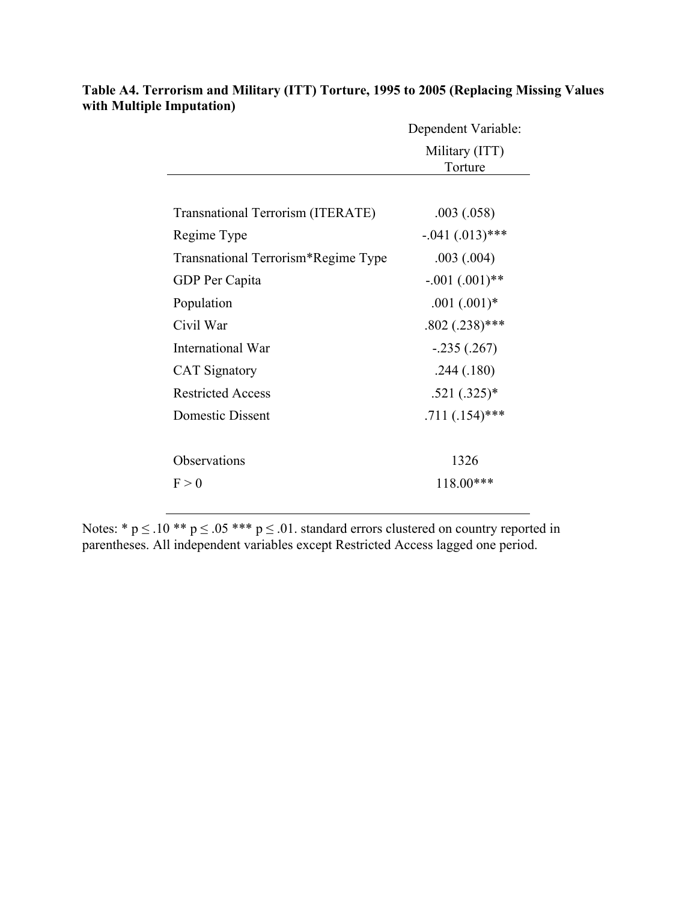**Table A4. Terrorism and Military (ITT) Torture, 1995 to 2005 (Replacing Missing Values with Multiple Imputation)**

| | Dependent Variable: |
|---|---|
| | Military (ITT) Torture |
| Transnational Terrorism (ITERATE) | .003 (.058) |
| Regime Type | -.041 (.013)*** |
| Transnational Terrorism*Regime Type | .003 (.004) |
| GDP Per Capita | -.001 (.001)** |
| Population | .001 (.001)* |
| Civil War | .802 (.238)*** |
| International War | -.235 (.267) |
| CAT Signatory | .244 (.180) |
| Restricted Access | .521 (.325)* |
| Domestic Dissent | .711 (.154)*** |
| Observations | 1326 |
| F > 0 | 118.00*** |

Notes: * $p \leq .10$ ** $p \leq .05$ *** $p \leq .01$. standard errors clustered on country reported in parentheses. All independent variables except Restricted Access lagged one period.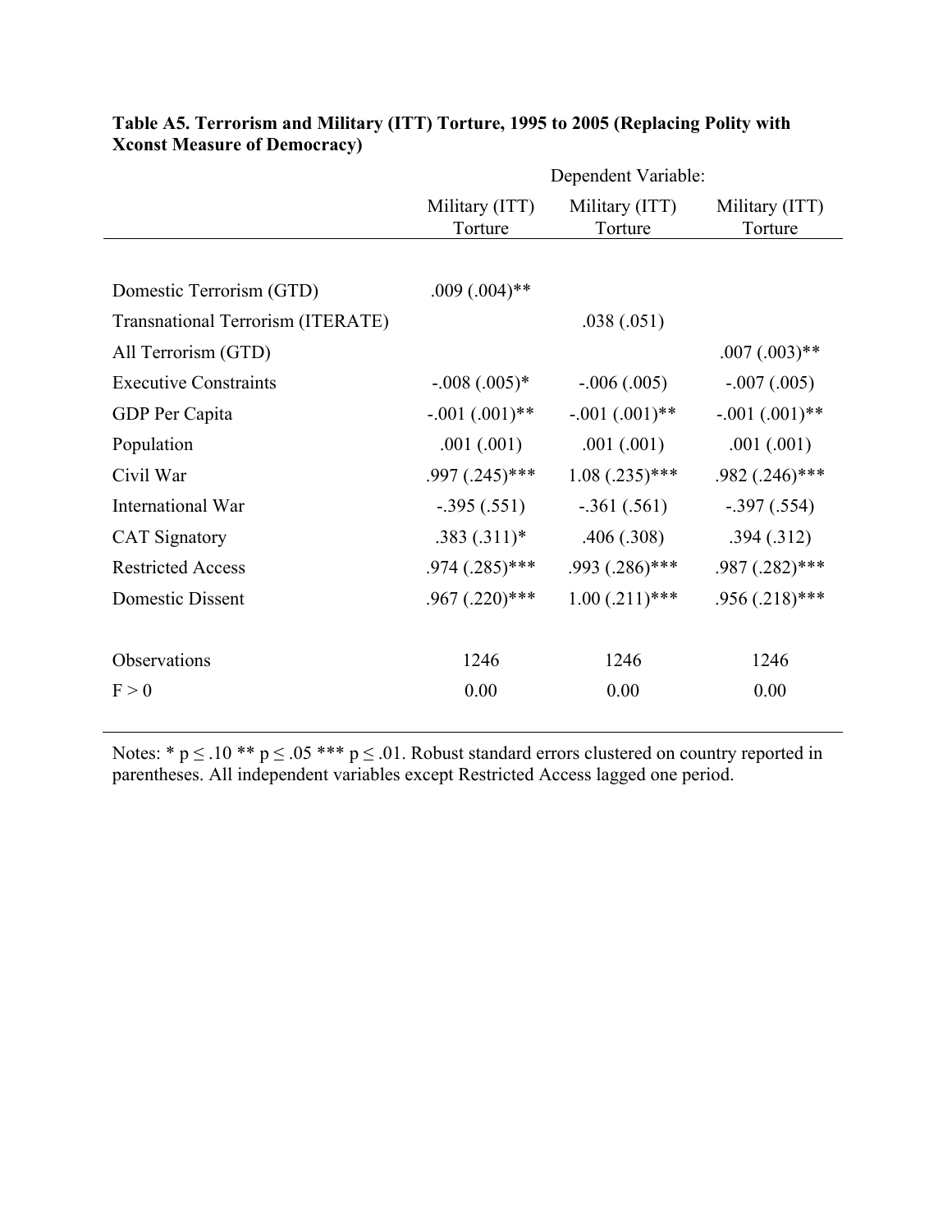**Table A5. Terrorism and Military (ITT) Torture, 1995 to 2005 (Replacing Polity with Xconst Measure of Democracy)**

| | Dependent Variable: | | |
|---|---|---|---|
| | Military (ITT) Torture | Military (ITT) Torture | Military (ITT) Torture |
| Domestic Terrorism (GTD) | .009 (.004)** | | |
| Transnational Terrorism (ITERATE) | | .038 (.051) | |
| All Terrorism (GTD) | | | .007 (.003)** |
| Executive Constraints | -.008 (.005)* | -.006 (.005) | -.007 (.005) |
| GDP Per Capita | -.001 (.001)** | -.001 (.001)** | -.001 (.001)** |
| Population | .001 (.001) | .001 (.001) | .001 (.001) |
| Civil War | .997 (.245)*** | 1.08 (.235)*** | .982 (.246)*** |
| International War | -.395 (.551) | -.361 (.561) | -.397 (.554) |
| CAT Signatory | .383 (.311)* | .406 (.308) | .394 (.312) |
| Restricted Access | .974 (.285)*** | .993 (.286)*** | .987 (.282)*** |
| Domestic Dissent | .967 (.220)*** | 1.00 (.211)*** | .956 (.218)*** |
| Observations | 1246 | 1246 | 1246 |
| F > 0 | 0.00 | 0.00 | 0.00 |

Notes: * $p \leq .10$ ** $p \leq .05$ *** $p \leq .01$. Robust standard errors clustered on country reported in parentheses. All independent variables except Restricted Access lagged one period.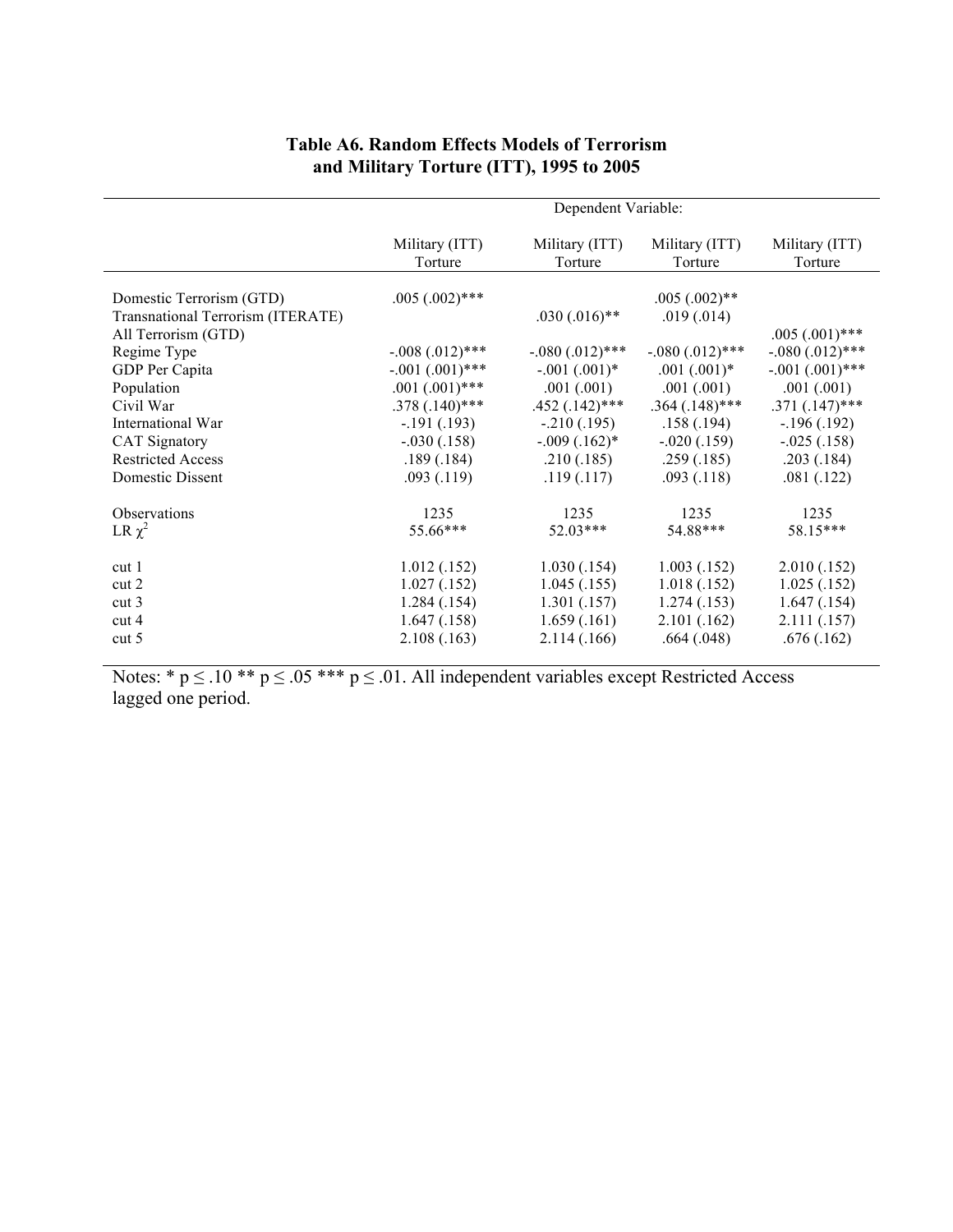**Table A6. Random Effects Models of Terrorism and Military Torture (ITT), 1995 to 2005**

| | Dependent Variable: | | | |
|---|---|---|---|---|
| | Military (ITT) Torture | Military (ITT) Torture | Military (ITT) Torture | Military (ITT) Torture |
| Domestic Terrorism (GTD) | .005 (.002)*** | | .005 (.002)** | |
| Transnational Terrorism (ITERATE) | | .030 (.016)** | .019 (.014) | |
| All Terrorism (GTD) | | | | .005 (.001)*** |
| Regime Type | -.008 (.012)*** | -.080 (.012)*** | -.080 (.012)*** | -.080 (.012)*** |
| GDP Per Capita | -.001 (.001)*** | -.001 (.001)* | .001 (.001)* | -.001 (.001)*** |
| Population | .001 (.001)*** | .001 (.001) | .001 (.001) | .001 (.001) |
| Civil War | .378 (.140)*** | .452 (.142)*** | .364 (.148)*** | .371 (.147)*** |
| International War | -.191 (.193) | -.210 (.195) | .158 (.194) | -.196 (.192) |
| CAT Signatory | -.030 (.158) | -.009 (.162)* | -.020 (.159) | -.025 (.158) |
| Restricted Access | .189 (.184) | .210 (.185) | .259 (.185) | .203 (.184) |
| Domestic Dissent | .093 (.119) | .119 (.117) | .093 (.118) | .081 (.122) |
| Observations | 1235 | 1235 | 1235 | 1235 |
| LR $\chi^2$ | 55.66*** | 52.03*** | 54.88*** | 58.15*** |
| cut 1 | 1.012 (.152) | 1.030 (.154) | 1.003 (.152) | 2.010 (.152) |
| cut 2 | 1.027 (.152) | 1.045 (.155) | 1.018 (.152) | 1.025 (.152) |
| cut 3 | 1.284 (.154) | 1.301 (.157) | 1.274 (.153) | 1.647 (.154) |
| cut 4 | 1.647 (.158) | 1.659 (.161) | 2.101 (.162) | 2.111 (.157) |
| cut 5 | 2.108 (.163) | 2.114 (.166) | .664 (.048) | .676 (.162) |

Notes: * $p \leq .10$ ** $p \leq .05$ *** $p \leq .01$. All independent variables except Restricted Access lagged one period.